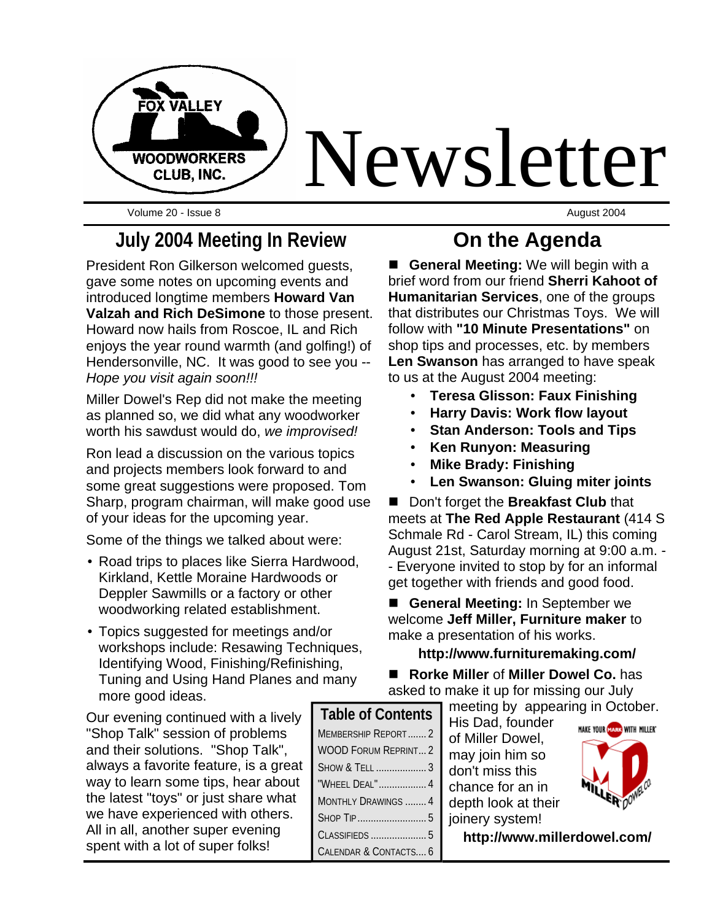# Fox Valley Woodworkers Club, Inc. Newsletter

Volume 20 - Issue 8

August 2004

## July 2004 Meeting In Review

President Ron Gilkerson welcomed guests, gave some notes on upcoming events and introduced longtime members **Howard Van Valzah and Rich DeSimone** to those present. Howard now hails from Roscoe, IL and Rich enjoys the year round warmth (and golfing!) of Hendersonville, NC. It was good to see you -- *Hope you visit again soon!!!*

Miller Dowel's Rep did not make the meeting as planned so, we did what any woodworker worth his sawdust would do, *we improvised!*

Ron lead a discussion on the various topics and projects members look forward to and some great suggestions were proposed. Tom Sharp, program chairman, will make good use of your ideas for the upcoming year.

Some of the things we talked about were:

- Road trips to places like Sierra Hardwood, Kirkland, Kettle Moraine Hardwoods or Deppler Sawmills or a factory or other woodworking related establishment.
- Topics suggested for meetings and/or workshops include: Resawing Techniques, Identifying Wood, Finishing/Refinishing, Tuning and Using Hand Planes and many more good ideas.

Our evening continued with a lively "Shop Talk" session of problems and their solutions. "Shop Talk", always a favorite feature, is a great way to learn some tips, hear about the latest "toys" or just share what we have experienced with others. All in all, another super evening spent with a lot of super folks!

## On the Agenda

■ **General Meeting:** We will begin with a brief word from our friend **Sherri Kahoot of Humanitarian Services**, one of the groups that distributes our Christmas Toys. We will follow with **"10 Minute Presentations"** on shop tips and processes, etc. by members **Len Swanson** has arranged to have speak to us at the August 2004 meeting:

- **Teresa Glisson: Faux Finishing**
- **Harry Davis: Work flow layout**
- **Stan Anderson: Tools and Tips**
- **Ken Runyon: Measuring**
- **Mike Brady: Finishing**
- **Len Swanson: Gluing miter joints**

■ Don't forget the **Breakfast Club** that meets at **The Red Apple Restaurant** (414 S Schmale Rd - Carol Stream, IL) this coming August 21st, Saturday morning at 9:00 a.m. -- Everyone invited to stop by for an informal get together with friends and good food.

■ **General Meeting:** In September we welcome **Jeff Miller, Furniture maker** to make a presentation of his works.

**http://www.furnituremaking.com/**

■ **Rorke Miller** of **Miller Dowel Co.** has asked to make it up for missing our July meeting by appearing in October. His Dad, founder of Miller Dowel, may join him so don't miss this chance for an in depth look at their joinery system!

**http://www.millerdowel.com/**

### Table of Contents

| Section | Page |
|---|---|
| Membership Report | 2 |
| WOOD Forum Reprint | 2 |
| Show & Tell | 3 |
| "Wheel Deal" | 4 |
| Monthly Drawings | 4 |
| Shop Tip | 5 |
| Classifieds | 5 |
| Calendar & Contacts | 6 |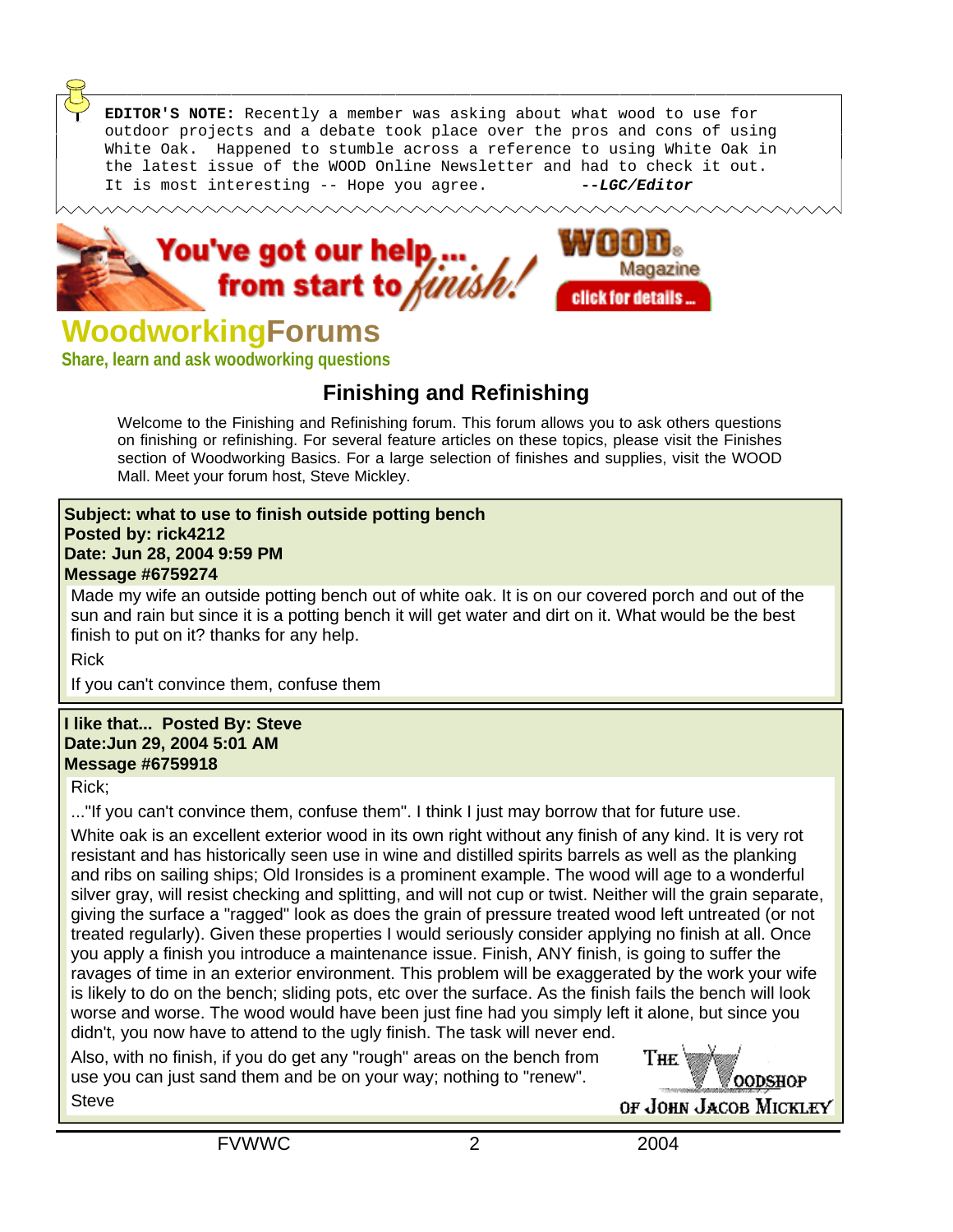**EDITOR'S NOTE:** Recently a member was asking about what wood to use for outdoor projects and a debate took place over the pros and cons of using White Oak. Happened to stumble across a reference to using White Oak in the latest issue of the WOOD Online Newsletter and had to check it out. It is most interesting -- Hope you agree. ***--LGC/Editor***

You've got our help... from start to finish!

WOOD Magazine

click for details ...

# WoodworkingForums

**Share, learn and ask woodworking questions**

## Finishing and Refinishing

Welcome to the Finishing and Refinishing forum. This forum allows you to ask others questions on finishing or refinishing. For several feature articles on these topics, please visit the Finishes section of Woodworking Basics. For a large selection of finishes and supplies, visit the WOOD Mall. Meet your forum host, Steve Mickley.

**Subject: what to use to finish outside potting bench**
**Posted by: rick4212**
**Date: Jun 28, 2004 9:59 PM**
**Message #6759274**

Made my wife an outside potting bench out of white oak. It is on our covered porch and out of the sun and rain but since it is a potting bench it will get water and dirt on it. What would be the best finish to put on it? thanks for any help.

Rick

If you can't convince them, confuse them

**I like that... Posted By: Steve**
**Date:Jun 29, 2004 5:01 AM**
**Message #6759918**

Rick;

..."If you can't convince them, confuse them". I think I just may borrow that for future use.

White oak is an excellent exterior wood in its own right without any finish of any kind. It is very rot resistant and has historically seen use in wine and distilled spirits barrels as well as the planking and ribs on sailing ships; Old Ironsides is a prominent example. The wood will age to a wonderful silver gray, will resist checking and splitting, and will not cup or twist. Neither will the grain separate, giving the surface a "ragged" look as does the grain of pressure treated wood left untreated (or not treated regularly). Given these properties I would seriously consider applying no finish at all. Once you apply a finish you introduce a maintenance issue. Finish, ANY finish, is going to suffer the ravages of time in an exterior environment. This problem will be exaggerated by the work your wife is likely to do on the bench; sliding pots, etc over the surface. As the finish fails the bench will look worse and worse. The wood would have been just fine had you simply left it alone, but since you didn't, you now have to attend to the ugly finish. The task will never end.

Also, with no finish, if you do get any "rough" areas on the bench from use you can just sand them and be on your way; nothing to "renew".

Steve

THE WOODSHOP OF JOHN JACOB MICKLEY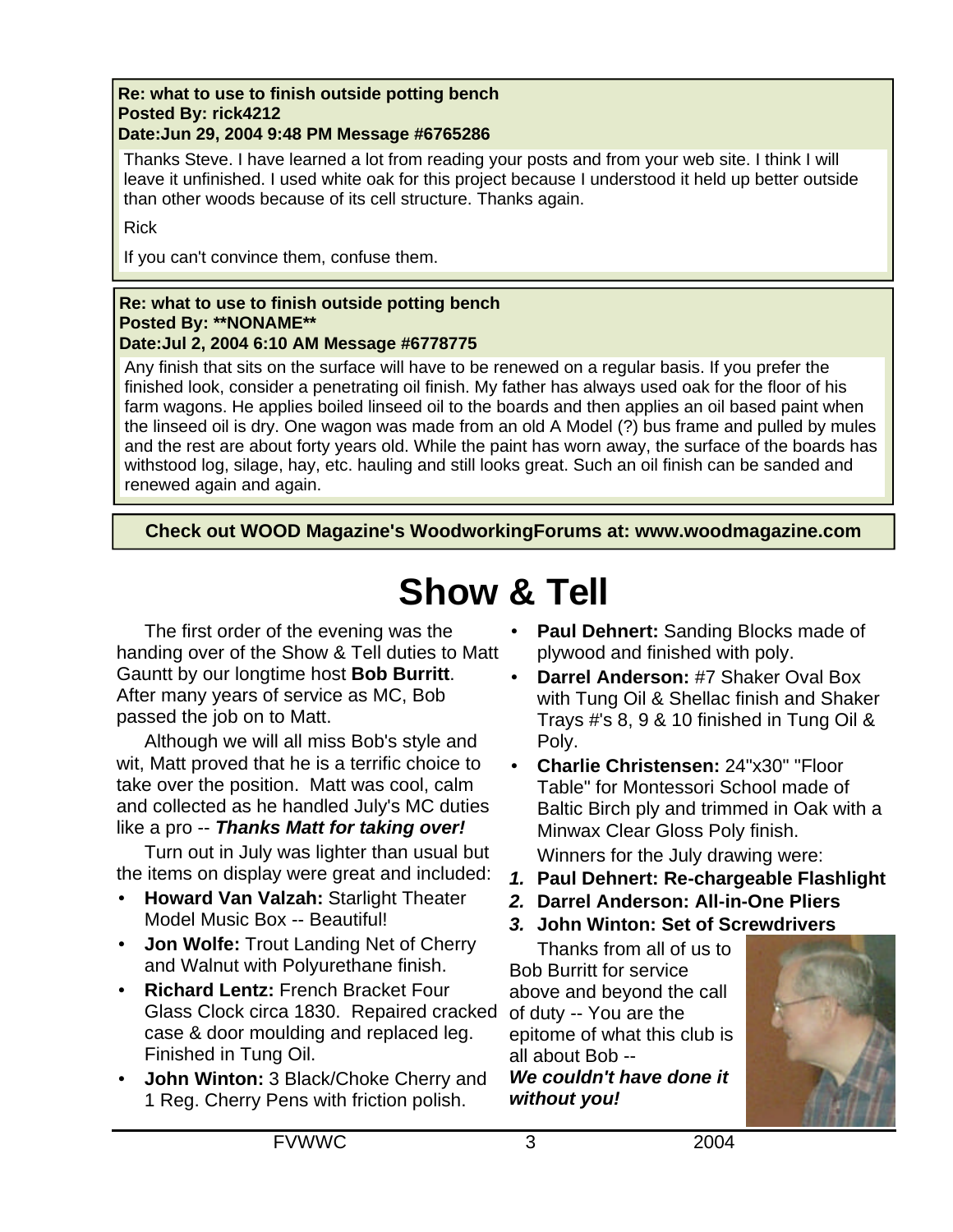**Re: what to use to finish outside potting bench**
**Posted By: rick4212**
**Date:Jun 29, 2004 9:48 PM Message #6765286**

Thanks Steve. I have learned a lot from reading your posts and from your web site. I think I will leave it unfinished. I used white oak for this project because I understood it held up better outside than other woods because of its cell structure. Thanks again.

Rick

If you can't convince them, confuse them.

**Re: what to use to finish outside potting bench**
**Posted By: **NONAME****
**Date:Jul 2, 2004 6:10 AM Message #6778775**

Any finish that sits on the surface will have to be renewed on a regular basis. If you prefer the finished look, consider a penetrating oil finish. My father has always used oak for the floor of his farm wagons. He applies boiled linseed oil to the boards and then applies an oil based paint when the linseed oil is dry. One wagon was made from an old A Model (?) bus frame and pulled by mules and the rest are about forty years old. While the paint has worn away, the surface of the boards has withstood log, silage, hay, etc. hauling and still looks great. Such an oil finish can be sanded and renewed again and again.

**Check out WOOD Magazine's WoodworkingForums at: www.woodmagazine.com**

# Show & Tell

The first order of the evening was the handing over of the Show & Tell duties to Matt Gauntt by our longtime host **Bob Burritt**. After many years of service as MC, Bob passed the job on to Matt.

Although we will all miss Bob's style and wit, Matt proved that he is a terrific choice to take over the position. Matt was cool, calm and collected as he handled July's MC duties like a pro -- ***Thanks Matt for taking over!***

Turn out in July was lighter than usual but the items on display were great and included:

- **Howard Van Valzah:** Starlight Theater Model Music Box -- Beautiful!
- **Jon Wolfe:** Trout Landing Net of Cherry and Walnut with Polyurethane finish.
- **Richard Lentz:** French Bracket Four Glass Clock circa 1830. Repaired cracked case & door moulding and replaced leg. Finished in Tung Oil.
- **John Winton:** 3 Black/Choke Cherry and 1 Reg. Cherry Pens with friction polish.
- **Paul Dehnert:** Sanding Blocks made of plywood and finished with poly.
- **Darrel Anderson:** #7 Shaker Oval Box with Tung Oil & Shellac finish and Shaker Trays #'s 8, 9 & 10 finished in Tung Oil & Poly.
- **Charlie Christensen:** 24"x30" "Floor Table" for Montessori School made of Baltic Birch ply and trimmed in Oak with a Minwax Clear Gloss Poly finish.

Winners for the July drawing were:

1. **Paul Dehnert: Re-chargeable Flashlight**
2. **Darrel Anderson: All-in-One Pliers**
3. **John Winton: Set of Screwdrivers**

Thanks from all of us to Bob Burritt for service above and beyond the call of duty -- You are the epitome of what this club is all about Bob -- ***We couldn't have done it without you!***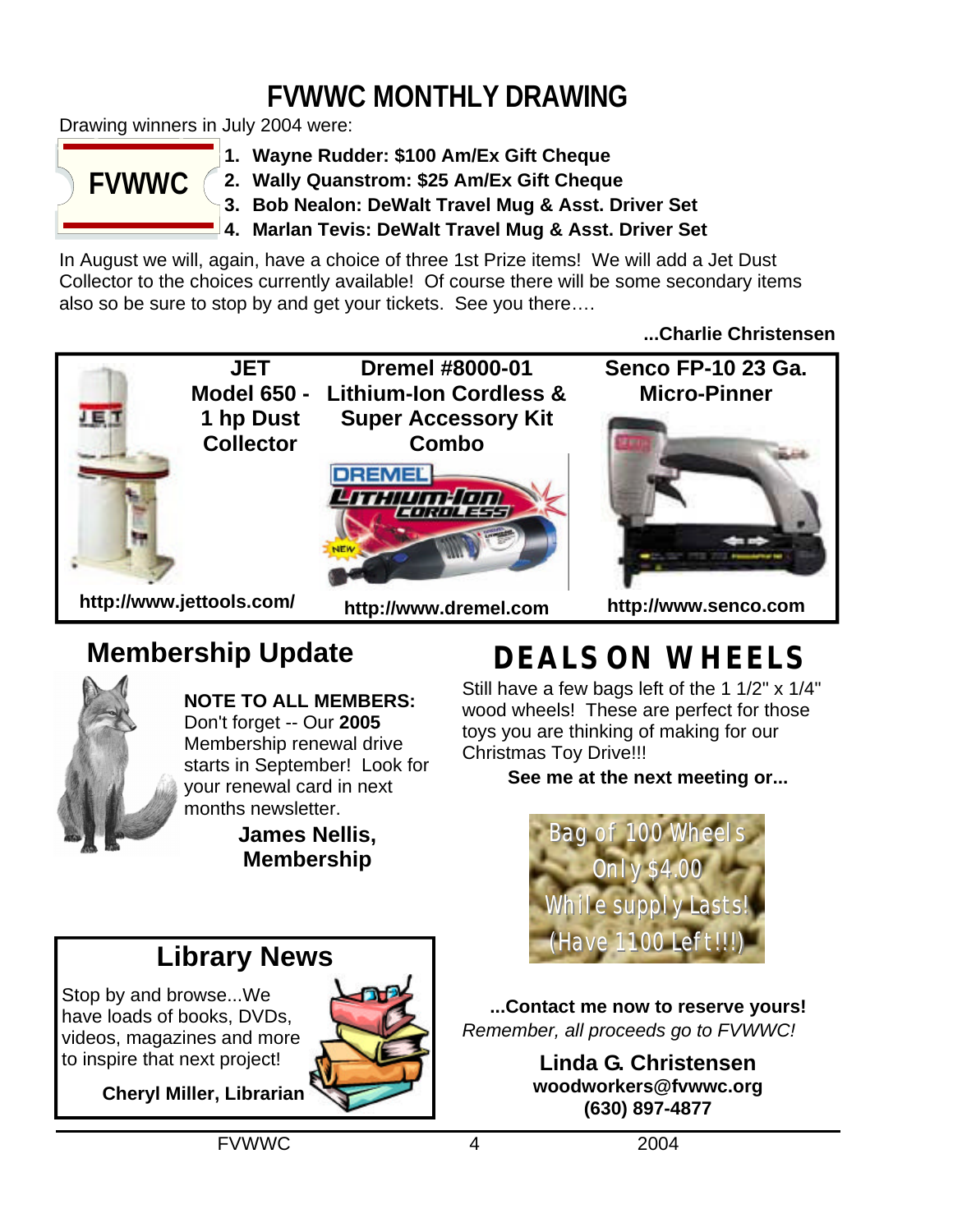# FVWWC MONTHLY DRAWING

Drawing winners in July 2004 were:

1. **Wayne Rudder: $100 Am/Ex Gift Cheque**
2. **Wally Quanstrom: $25 Am/Ex Gift Cheque**
3. **Bob Nealon: DeWalt Travel Mug & Asst. Driver Set**
4. **Marlan Tevis: DeWalt Travel Mug & Asst. Driver Set**

In August we will, again, have a choice of three 1st Prize items! We will add a Jet Dust Collector to the choices currently available! Of course there will be some secondary items also so be sure to stop by and get your tickets. See you there….

**...Charlie Christensen**

| **JET Model 650 - 1 hp Dust Collector** | **Dremel #8000-01 Lithium-Ion Cordless & Super Accessory Kit Combo** | **Senco FP-10 23 Ga. Micro-Pinner** |
|---|---|---|
| **http://www.jettools.com/** | **http://www.dremel.com** | **http://www.senco.com** |

## Membership Update

**NOTE TO ALL MEMBERS:** Don't forget -- Our **2005** Membership renewal drive starts in September! Look for your renewal card in next months newsletter.

**James Nellis, Membership**

## Library News

Stop by and browse...We have loads of books, DVDs, videos, magazines and more to inspire that next project!

**Cheryl Miller, Librarian**

## DEALS ON WHEELS

Still have a few bags left of the 1 1/2" x 1/4" wood wheels! These are perfect for those toys you are thinking of making for our Christmas Toy Drive!!!

**See me at the next meeting or...**

Bag of 100 Wheels
Only $4.00
While supply Lasts!
(Have 1100 Left!!!)

**...Contact me now to reserve yours!**

*Remember, all proceeds go to FVWWC!*

**Linda G. Christensen**
**woodworkers@fvwwc.org**
**(630) 897-4877**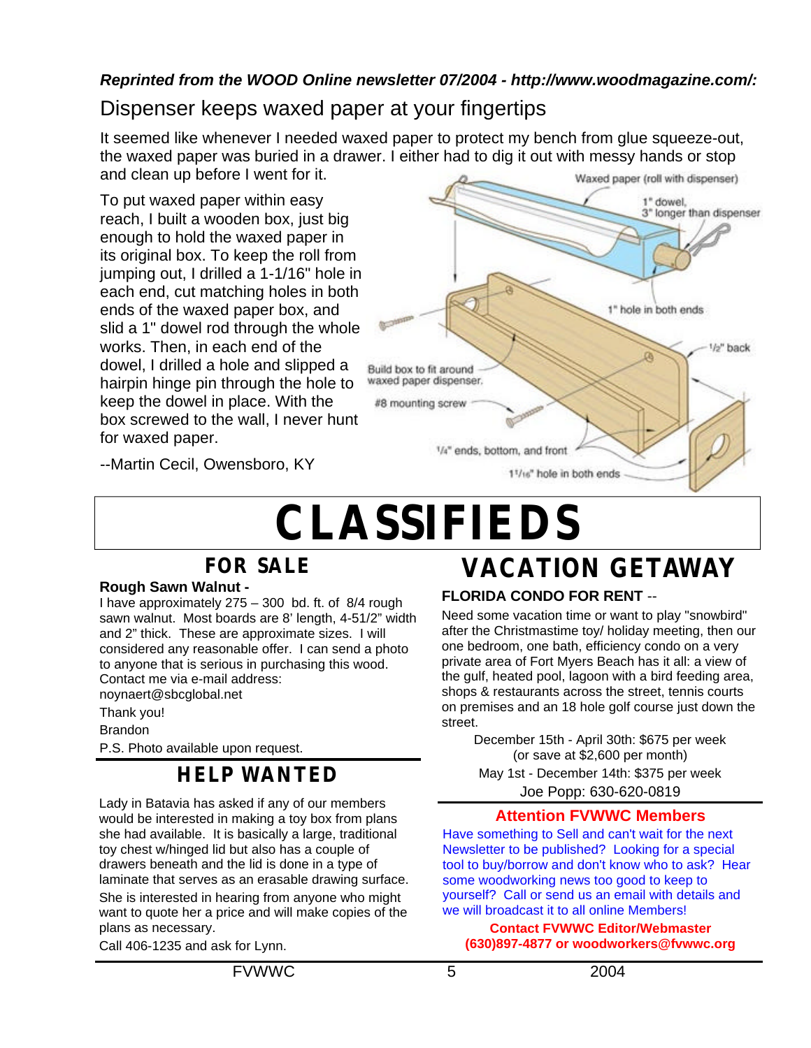***Reprinted from the WOOD Online newsletter 07/2004 - http://www.woodmagazine.com/:***

## Dispenser keeps waxed paper at your fingertips

It seemed like whenever I needed waxed paper to protect my bench from glue squeeze-out, the waxed paper was buried in a drawer. I either had to dig it out with messy hands or stop and clean up before I went for it.

To put waxed paper within easy reach, I built a wooden box, just big enough to hold the waxed paper in its original box. To keep the roll from jumping out, I drilled a 1-1/16" hole in each end, cut matching holes in both ends of the waxed paper box, and slid a 1" dowel rod through the whole works. Then, in each end of the dowel, I drilled a hole and slipped a hairpin hinge pin through the hole to keep the dowel in place. With the box screwed to the wall, I never hunt for waxed paper.

--Martin Cecil, Owensboro, KY

Waxed paper (roll with dispenser)

1" dowel, 3" longer than dispenser

1" hole in both ends

1/2" back

Build box to fit around waxed paper dispenser.

#8 mounting screw

1/4" ends, bottom, and front

1 1/16" hole in both ends

# CLASSIFIEDS

## FOR SALE

**Rough Sawn Walnut -**

I have approximately 275 – 300 bd. ft. of 8/4 rough sawn walnut. Most boards are 8' length, 4-51/2" width and 2" thick. These are approximate sizes. I will considered any reasonable offer. I can send a photo to anyone that is serious in purchasing this wood. Contact me via e-mail address: noynaert@sbcglobal.net

Thank you!

Brandon

P.S. Photo available upon request.

## HELP WANTED

Lady in Batavia has asked if any of our members would be interested in making a toy box from plans she had available. It is basically a large, traditional toy chest w/hinged lid but also has a couple of drawers beneath and the lid is done in a type of laminate that serves as an erasable drawing surface.

She is interested in hearing from anyone who might want to quote her a price and will make copies of the plans as necessary.

Call 406-1235 and ask for Lynn.

## VACATION GETAWAY

**FLORIDA CONDO FOR RENT** --

Need some vacation time or want to play "snowbird" after the Christmastime toy/ holiday meeting, then our one bedroom, one bath, efficiency condo on a very private area of Fort Myers Beach has it all: a view of the gulf, heated pool, lagoon with a bird feeding area, shops & restaurants across the street, tennis courts on premises and an 18 hole golf course just down the street.

December 15th - April 30th: $675 per week (or save at $2,600 per month)

May 1st - December 14th: $375 per week

Joe Popp: 630-620-0819

**Attention FVWWC Members**

Have something to Sell and can't wait for the next Newsletter to be published? Looking for a special tool to buy/borrow and don't know who to ask? Hear some woodworking news too good to keep to yourself? Call or send us an email with details and we will broadcast it to all online Members!

**Contact FVWWC Editor/Webmaster**
**(630)897-4877 or woodworkers@fvwwc.org**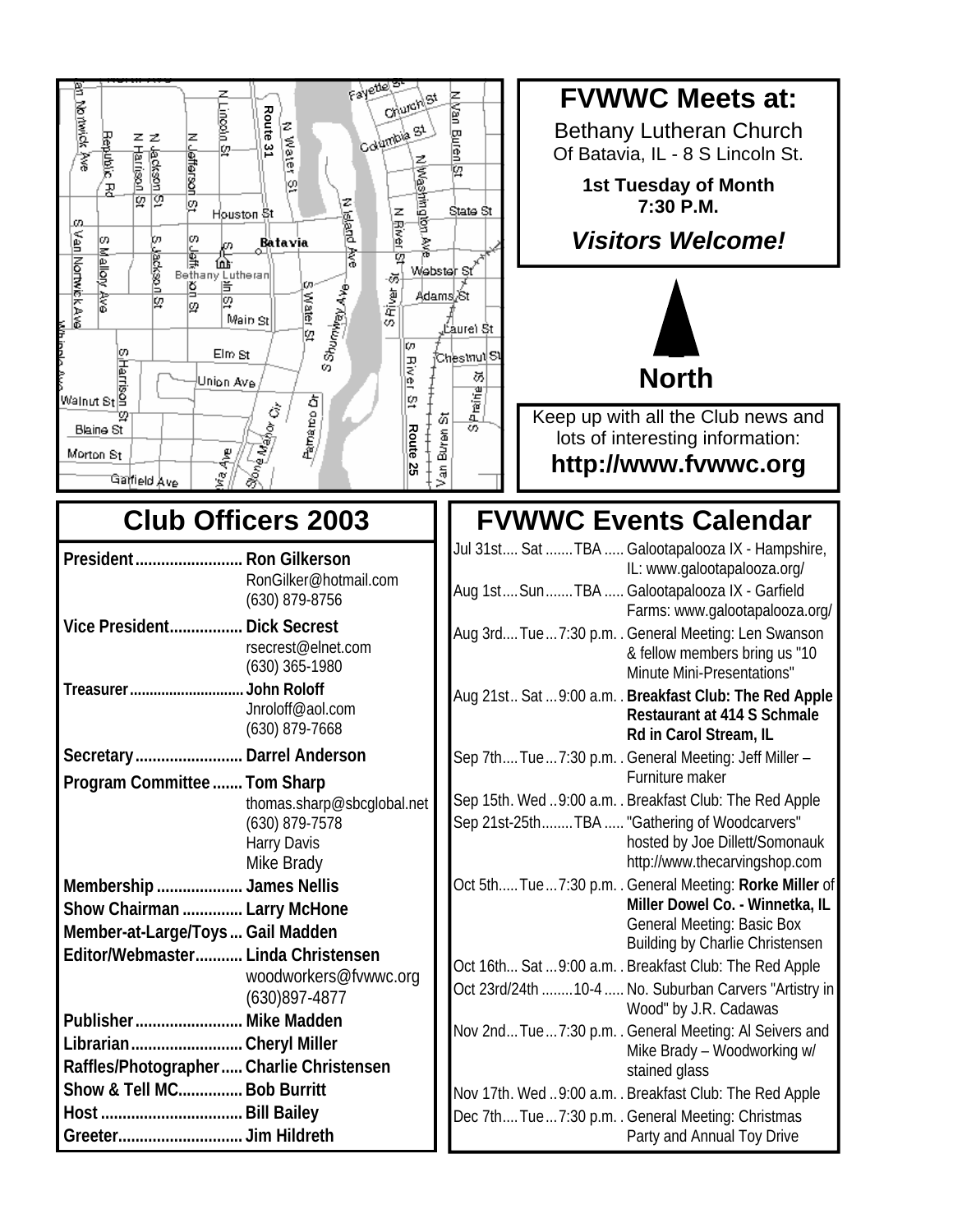## FVWWC Meets at:

Bethany Lutheran Church
Of Batavia, IL - 8 S Lincoln St.

**1st Tuesday of Month**
**7:30 P.M.**

***Visitors Welcome!***

North

Keep up with all the Club news and lots of interesting information:
**http://www.fvwwc.org**

## Club Officers 2003

| | |
|---|---|
| **President** | **Ron Gilkerson** RonGilker@hotmail.com (630) 879-8756 |
| **Vice President** | **Dick Secrest** rsecrest@elnet.com (630) 365-1980 |
| **Treasurer** | **John Roloff** Jnroloff@aol.com (630) 879-7668 |
| **Secretary** | **Darrel Anderson** |
| **Program Committee** | **Tom Sharp** thomas.sharp@sbcglobal.net (630) 879-7578 Harry Davis Mike Brady |
| **Membership** | **James Nellis** |
| **Show Chairman** | **Larry McHone** |
| **Member-at-Large/Toys** | **Gail Madden** |
| **Editor/Webmaster** | **Linda Christensen** woodworkers@fvwwc.org (630)897-4877 |
| **Publisher** | **Mike Madden** |
| **Librarian** | **Cheryl Miller** |
| **Raffles/Photographer** | **Charlie Christensen** |
| **Show & Tell MC** | **Bob Burritt** |
| **Host** | **Bill Bailey** |
| **Greeter** | **Jim Hildreth** |

## FVWWC Events Calendar

| | | | |
|---|---|---|---|
| Jul 31st | Sat | TBA | Galootapalooza IX - Hampshire, IL: www.galootapalooza.org/ |
| Aug 1st | Sun | TBA | Galootapalooza IX - Garfield Farms: www.galootapalooza.org/ |
| Aug 3rd | Tue | 7:30 p.m. | General Meeting: Len Swanson & fellow members bring us "10 Minute Mini-Presentations" |
| Aug 21st | Sat | 9:00 a.m. | **Breakfast Club: The Red Apple Restaurant at 414 S Schmale Rd in Carol Stream, IL** |
| Sep 7th | Tue | 7:30 p.m. | General Meeting: Jeff Miller – Furniture maker |
| Sep 15th | Wed | 9:00 a.m. | Breakfast Club: The Red Apple |
| Sep 21st-25th | | TBA | "Gathering of Woodcarvers" hosted by Joe Dillett/Somonauk http://www.thecarvingshop.com |
| Oct 5th | Tue | 7:30 p.m. | General Meeting: **Rorke Miller** of **Miller Dowel Co. - Winnetka, IL** General Meeting: Basic Box Building by Charlie Christensen |
| Oct 16th | Sat | 9:00 a.m. | Breakfast Club: The Red Apple |
| Oct 23rd/24th | | 10-4 | No. Suburban Carvers "Artistry in Wood" by J.R. Cadawas |
| Nov 2nd | Tue | 7:30 p.m. | General Meeting: Al Seivers and Mike Brady – Woodworking w/ stained glass |
| Nov 17th | Wed | 9:00 a.m. | Breakfast Club: The Red Apple |
| Dec 7th | Tue | 7:30 p.m. | General Meeting: Christmas Party and Annual Toy Drive |